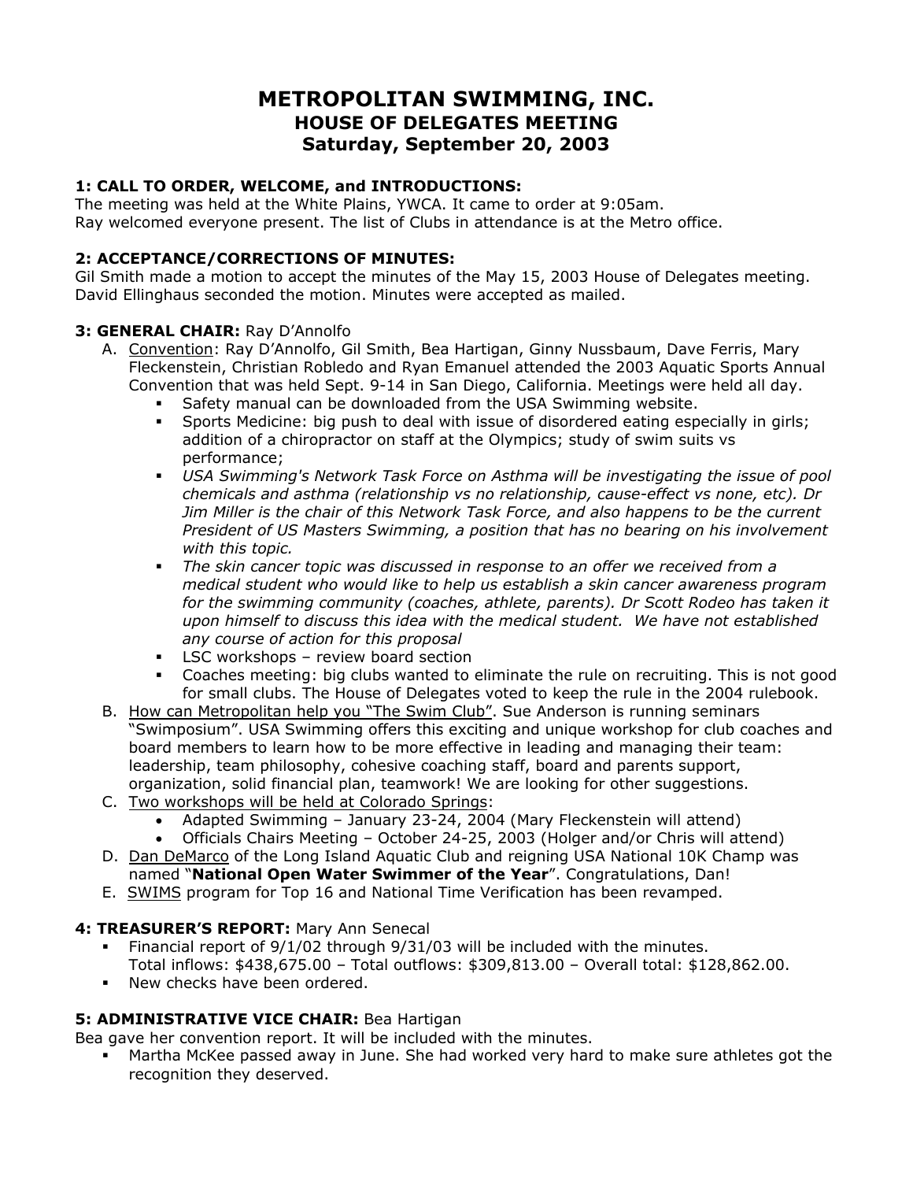# METROPOLITAN SWIMMING, INC.
## HOUSE OF DELEGATES MEETING
## Saturday, September 20, 2003

### 1: CALL TO ORDER, WELCOME, and INTRODUCTIONS:

The meeting was held at the White Plains, YWCA. It came to order at 9:05am.
Ray welcomed everyone present. The list of Clubs in attendance is at the Metro office.

### 2: ACCEPTANCE/CORRECTIONS OF MINUTES:

Gil Smith made a motion to accept the minutes of the May 15, 2003 House of Delegates meeting. David Ellinghaus seconded the motion. Minutes were accepted as mailed.

### 3: GENERAL CHAIR: Ray D'Annolfo

A. Convention: Ray D'Annolfo, Gil Smith, Bea Hartigan, Ginny Nussbaum, Dave Ferris, Mary Fleckenstein, Christian Robledo and Ryan Emanuel attended the 2003 Aquatic Sports Annual Convention that was held Sept. 9-14 in San Diego, California. Meetings were held all day.
   - Safety manual can be downloaded from the USA Swimming website.
   - Sports Medicine: big push to deal with issue of disordered eating especially in girls; addition of a chiropractor on staff at the Olympics; study of swim suits vs performance;
   - *USA Swimming's Network Task Force on Asthma will be investigating the issue of pool chemicals and asthma (relationship vs no relationship, cause-effect vs none, etc). Dr Jim Miller is the chair of this Network Task Force, and also happens to be the current President of US Masters Swimming, a position that has no bearing on his involvement with this topic.*
   - *The skin cancer topic was discussed in response to an offer we received from a medical student who would like to help us establish a skin cancer awareness program for the swimming community (coaches, athlete, parents). Dr Scott Rodeo has taken it upon himself to discuss this idea with the medical student. We have not established any course of action for this proposal*
   - LSC workshops – review board section
   - Coaches meeting: big clubs wanted to eliminate the rule on recruiting. This is not good for small clubs. The House of Delegates voted to keep the rule in the 2004 rulebook.

B. How can Metropolitan help you "The Swim Club". Sue Anderson is running seminars "Swimposium". USA Swimming offers this exciting and unique workshop for club coaches and board members to learn how to be more effective in leading and managing their team: leadership, team philosophy, cohesive coaching staff, board and parents support, organization, solid financial plan, teamwork! We are looking for other suggestions.

C. Two workshops will be held at Colorado Springs:
   - Adapted Swimming – January 23-24, 2004 (Mary Fleckenstein will attend)
   - Officials Chairs Meeting – October 24-25, 2003 (Holger and/or Chris will attend)

D. Dan DeMarco of the Long Island Aquatic Club and reigning USA National 10K Champ was named "**National Open Water Swimmer of the Year**". Congratulations, Dan!

E. SWIMS program for Top 16 and National Time Verification has been revamped.

### 4: TREASURER'S REPORT: Mary Ann Senecal

- Financial report of 9/1/02 through 9/31/03 will be included with the minutes. Total inflows: $438,675.00 – Total outflows: $309,813.00 – Overall total: $128,862.00.
- New checks have been ordered.

### 5: ADMINISTRATIVE VICE CHAIR: Bea Hartigan

Bea gave her convention report. It will be included with the minutes.

- Martha McKee passed away in June. She had worked very hard to make sure athletes got the recognition they deserved.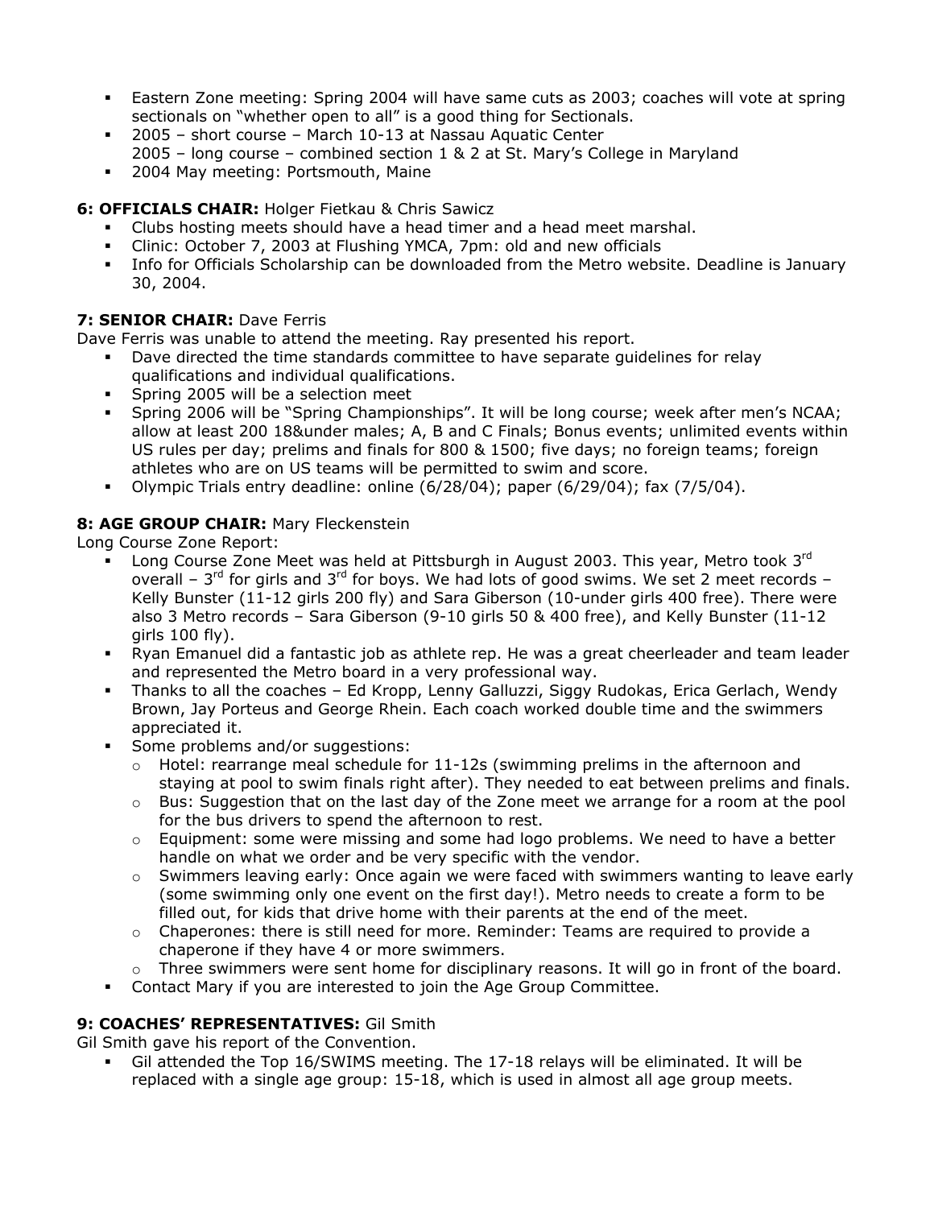- Eastern Zone meeting: Spring 2004 will have same cuts as 2003; coaches will vote at spring sectionals on "whether open to all" is a good thing for Sectionals.
- 2005 – short course – March 10-13 at Nassau Aquatic Center
  2005 – long course – combined section 1 & 2 at St. Mary's College in Maryland
- 2004 May meeting: Portsmouth, Maine

**6: OFFICIALS CHAIR:** Holger Fietkau & Chris Sawicz

- Clubs hosting meets should have a head timer and a head meet marshal.
- Clinic: October 7, 2003 at Flushing YMCA, 7pm: old and new officials
- Info for Officials Scholarship can be downloaded from the Metro website. Deadline is January 30, 2004.

**7: SENIOR CHAIR:** Dave Ferris

Dave Ferris was unable to attend the meeting. Ray presented his report.

- Dave directed the time standards committee to have separate guidelines for relay qualifications and individual qualifications.
- Spring 2005 will be a selection meet
- Spring 2006 will be "Spring Championships". It will be long course; week after men's NCAA; allow at least 200 18&under males; A, B and C Finals; Bonus events; unlimited events within US rules per day; prelims and finals for 800 & 1500; five days; no foreign teams; foreign athletes who are on US teams will be permitted to swim and score.
- Olympic Trials entry deadline: online (6/28/04); paper (6/29/04); fax (7/5/04).

**8: AGE GROUP CHAIR:** Mary Fleckenstein

Long Course Zone Report:

- Long Course Zone Meet was held at Pittsburgh in August 2003. This year, Metro took 3rd overall – 3rd for girls and 3rd for boys. We had lots of good swims. We set 2 meet records – Kelly Bunster (11-12 girls 200 fly) and Sara Giberson (10-under girls 400 free). There were also 3 Metro records – Sara Giberson (9-10 girls 50 & 400 free), and Kelly Bunster (11-12 girls 100 fly).
- Ryan Emanuel did a fantastic job as athlete rep. He was a great cheerleader and team leader and represented the Metro board in a very professional way.
- Thanks to all the coaches – Ed Kropp, Lenny Galluzzi, Siggy Rudokas, Erica Gerlach, Wendy Brown, Jay Porteus and George Rhein. Each coach worked double time and the swimmers appreciated it.
- Some problems and/or suggestions:
  - Hotel: rearrange meal schedule for 11-12s (swimming prelims in the afternoon and staying at pool to swim finals right after). They needed to eat between prelims and finals.
  - Bus: Suggestion that on the last day of the Zone meet we arrange for a room at the pool for the bus drivers to spend the afternoon to rest.
  - Equipment: some were missing and some had logo problems. We need to have a better handle on what we order and be very specific with the vendor.
  - Swimmers leaving early: Once again we were faced with swimmers wanting to leave early (some swimming only one event on the first day!). Metro needs to create a form to be filled out, for kids that drive home with their parents at the end of the meet.
  - Chaperones: there is still need for more. Reminder: Teams are required to provide a chaperone if they have 4 or more swimmers.
  - Three swimmers were sent home for disciplinary reasons. It will go in front of the board.
- Contact Mary if you are interested to join the Age Group Committee.

**9: COACHES' REPRESENTATIVES:** Gil Smith

Gil Smith gave his report of the Convention.

- Gil attended the Top 16/SWIMS meeting. The 17-18 relays will be eliminated. It will be replaced with a single age group: 15-18, which is used in almost all age group meets.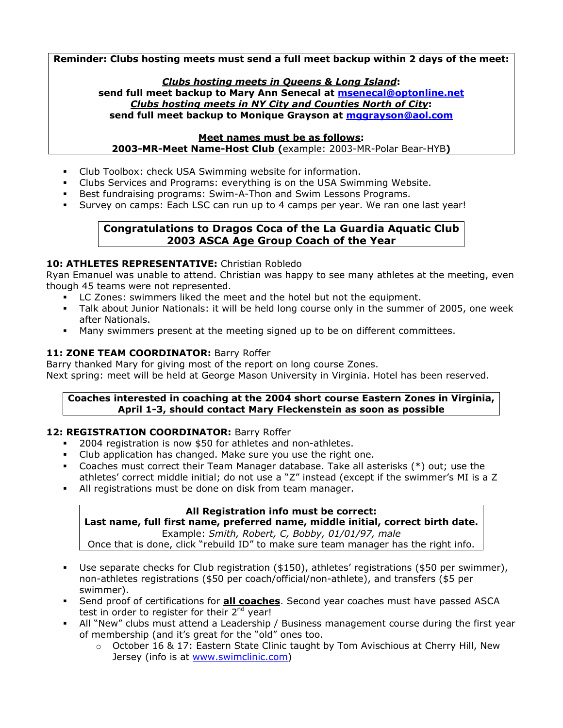**Reminder: Clubs hosting meets must send a full meet backup within 2 days of the meet:**

***Clubs hosting meets in Queens & Long Island*:**
**send full meet backup to Mary Ann Senecal at [msenecal@optonline.net](mailto:msenecal@optonline.net)**
***Clubs hosting meets in NY City and Counties North of City*:**
**send full meet backup to Monique Grayson at [mggrayson@aol.com](mailto:mggrayson@aol.com)**

**Meet names must be as follows:**
**2003-MR-Meet Name-Host Club (**example: 2003-MR-Polar Bear-HYB**)**

- Club Toolbox: check USA Swimming website for information.
- Clubs Services and Programs: everything is on the USA Swimming Website.
- Best fundraising programs: Swim-A-Thon and Swim Lessons Programs.
- Survey on camps: Each LSC can run up to 4 camps per year. We ran one last year!

**Congratulations to Dragos Coca of the La Guardia Aquatic Club**
**2003 ASCA Age Group Coach of the Year**

**10: ATHLETES REPRESENTATIVE:** Christian Robledo

Ryan Emanuel was unable to attend. Christian was happy to see many athletes at the meeting, even though 45 teams were not represented.

- LC Zones: swimmers liked the meet and the hotel but not the equipment.
- Talk about Junior Nationals: it will be held long course only in the summer of 2005, one week after Nationals.
- Many swimmers present at the meeting signed up to be on different committees.

**11: ZONE TEAM COORDINATOR:** Barry Roffer

Barry thanked Mary for giving most of the report on long course Zones.
Next spring: meet will be held at George Mason University in Virginia. Hotel has been reserved.

**Coaches interested in coaching at the 2004 short course Eastern Zones in Virginia, April 1-3, should contact Mary Fleckenstein as soon as possible**

**12: REGISTRATION COORDINATOR:** Barry Roffer

- 2004 registration is now $50 for athletes and non-athletes.
- Club application has changed. Make sure you use the right one.
- Coaches must correct their Team Manager database. Take all asterisks (*) out; use the athletes' correct middle initial; do not use a "Z" instead (except if the swimmer's MI is a Z
- All registrations must be done on disk from team manager.

**All Registration info must be correct:**
**Last name, full first name, preferred name, middle initial, correct birth date.**
Example: *Smith, Robert, C, Bobby, 01/01/97, male*
Once that is done, click "rebuild ID" to make sure team manager has the right info.

- Use separate checks for Club registration ($150), athletes' registrations ($50 per swimmer), non-athletes registrations ($50 per coach/official/non-athlete), and transfers ($5 per swimmer).
- Send proof of certifications for ***all coaches***. Second year coaches must have passed ASCA test in order to register for their 2nd year!
- All "New" clubs must attend a Leadership / Business management course during the first year of membership (and it's great for the "old" ones too.
  - October 16 & 17: Eastern State Clinic taught by Tom Avischious at Cherry Hill, New Jersey (info is at [www.swimclinic.com](http://www.swimclinic.com))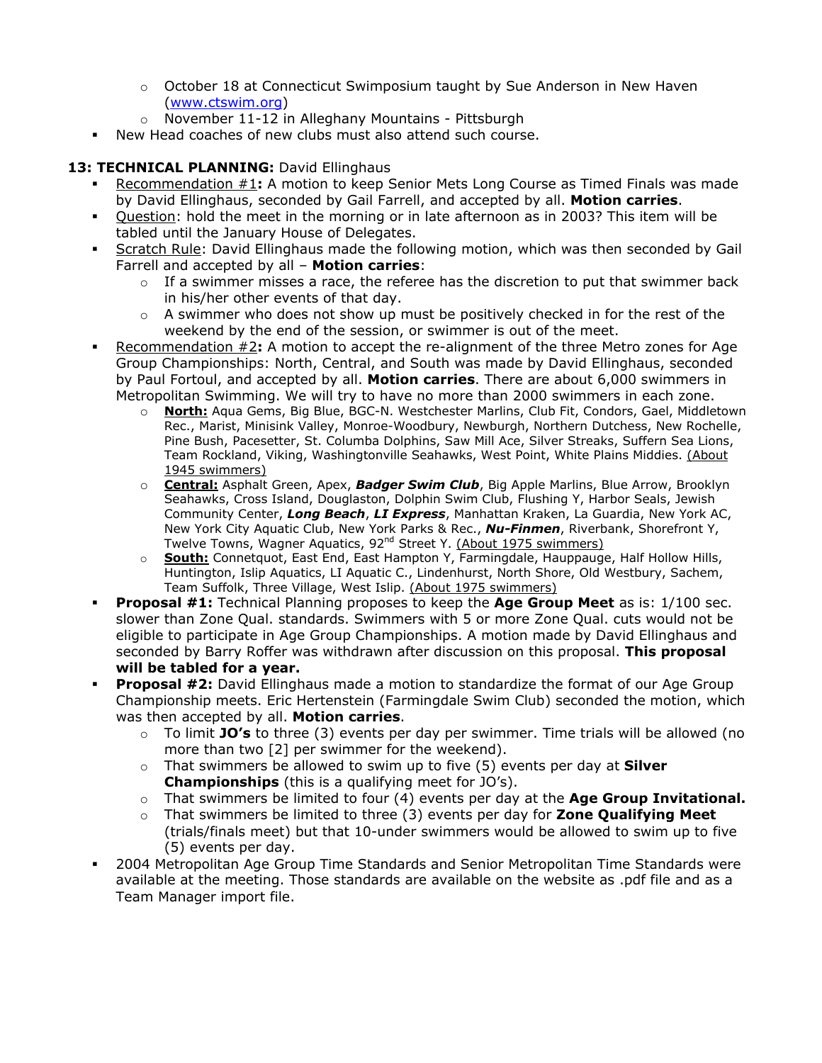- October 18 at Connecticut Swimposium taught by Sue Anderson in New Haven ([www.ctswim.org](http://www.ctswim.org))
- November 11-12 in Alleghany Mountains - Pittsburgh

- New Head coaches of new clubs must also attend such course.

**13: TECHNICAL PLANNING:** David Ellinghaus

- Recommendation #1**:** A motion to keep Senior Mets Long Course as Timed Finals was made by David Ellinghaus, seconded by Gail Farrell, and accepted by all. **Motion carries**.
- Question: hold the meet in the morning or in late afternoon as in 2003? This item will be tabled until the January House of Delegates.
- Scratch Rule: David Ellinghaus made the following motion, which was then seconded by Gail Farrell and accepted by all – **Motion carries**:
  - If a swimmer misses a race, the referee has the discretion to put that swimmer back in his/her other events of that day.
  - A swimmer who does not show up must be positively checked in for the rest of the weekend by the end of the session, or swimmer is out of the meet.
- Recommendation #2**:** A motion to accept the re-alignment of the three Metro zones for Age Group Championships: North, Central, and South was made by David Ellinghaus, seconded by Paul Fortoul, and accepted by all. **Motion carries**. There are about 6,000 swimmers in Metropolitan Swimming. We will try to have no more than 2000 swimmers in each zone.
  - **North:** Aqua Gems, Big Blue, BGC-N. Westchester Marlins, Club Fit, Condors, Gael, Middletown Rec., Marist, Minisink Valley, Monroe-Woodbury, Newburgh, Northern Dutchess, New Rochelle, Pine Bush, Pacesetter, St. Columba Dolphins, Saw Mill Ace, Silver Streaks, Suffern Sea Lions, Team Rockland, Viking, Washingtonville Seahawks, West Point, White Plains Middies. (About 1945 swimmers)
  - **Central:** Asphalt Green, Apex, ***Badger Swim Club***, Big Apple Marlins, Blue Arrow, Brooklyn Seahawks, Cross Island, Douglaston, Dolphin Swim Club, Flushing Y, Harbor Seals, Jewish Community Center, ***Long Beach***, ***LI Express***, Manhattan Kraken, La Guardia, New York AC, New York City Aquatic Club, New York Parks & Rec., ***Nu-Finmen***, Riverbank, Shorefront Y, Twelve Towns, Wagner Aquatics, 92nd Street Y. (About 1975 swimmers)
  - **South:** Connetquot, East End, East Hampton Y, Farmingdale, Hauppauge, Half Hollow Hills, Huntington, Islip Aquatics, LI Aquatic C., Lindenhurst, North Shore, Old Westbury, Sachem, Team Suffolk, Three Village, West Islip. (About 1975 swimmers)
- **Proposal #1:** Technical Planning proposes to keep the **Age Group Meet** as is: 1/100 sec. slower than Zone Qual. standards. Swimmers with 5 or more Zone Qual. cuts would not be eligible to participate in Age Group Championships. A motion made by David Ellinghaus and seconded by Barry Roffer was withdrawn after discussion on this proposal. **This proposal will be tabled for a year.**
- **Proposal #2:** David Ellinghaus made a motion to standardize the format of our Age Group Championship meets. Eric Hertenstein (Farmingdale Swim Club) seconded the motion, which was then accepted by all. **Motion carries**.
  - To limit **JO's** to three (3) events per day per swimmer. Time trials will be allowed (no more than two [2] per swimmer for the weekend).
  - That swimmers be allowed to swim up to five (5) events per day at **Silver Championships** (this is a qualifying meet for JO's).
  - That swimmers be limited to four (4) events per day at the **Age Group Invitational.**
  - That swimmers be limited to three (3) events per day for **Zone Qualifying Meet** (trials/finals meet) but that 10-under swimmers would be allowed to swim up to five (5) events per day.
- 2004 Metropolitan Age Group Time Standards and Senior Metropolitan Time Standards were available at the meeting. Those standards are available on the website as .pdf file and as a Team Manager import file.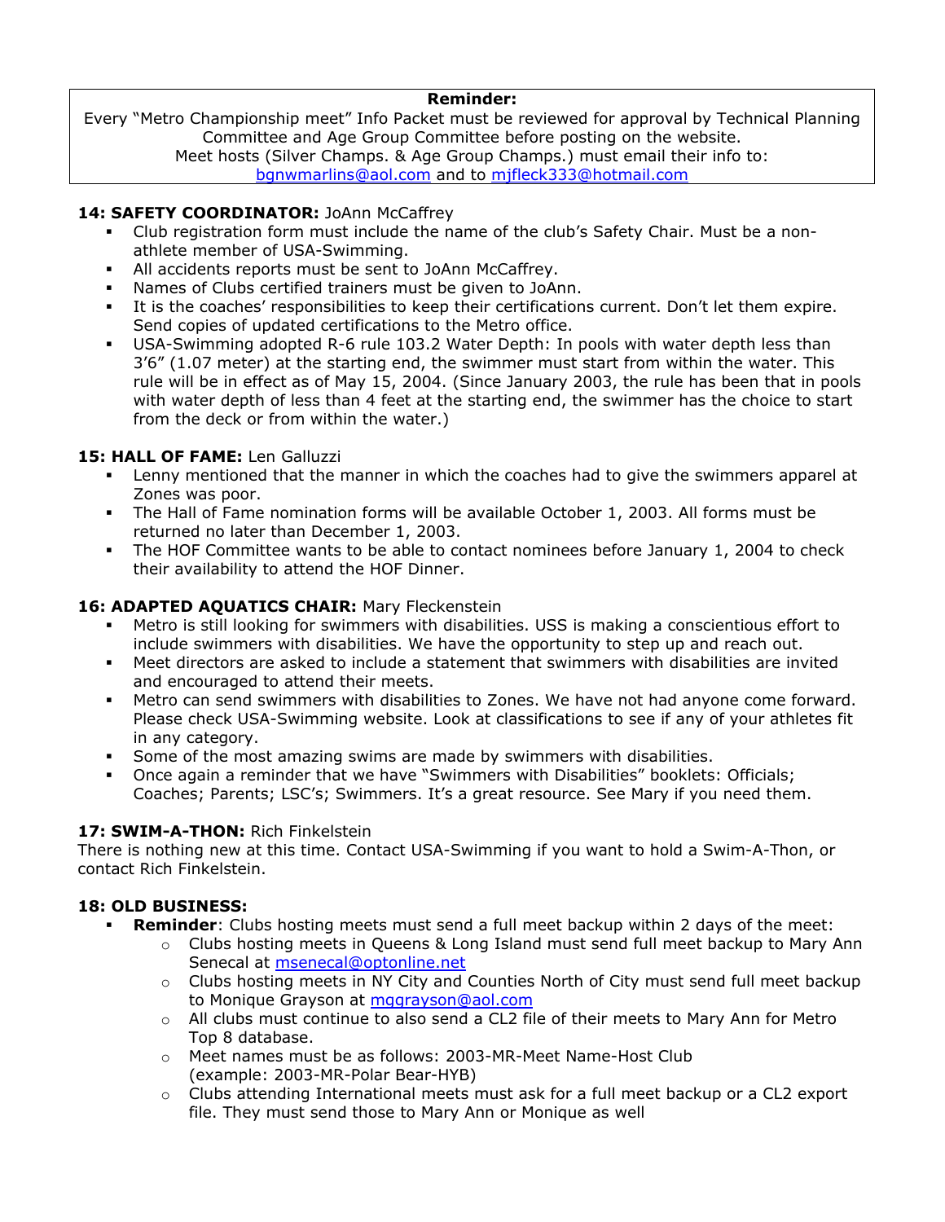**Reminder:**
Every "Metro Championship meet" Info Packet must be reviewed for approval by Technical Planning Committee and Age Group Committee before posting on the website.
Meet hosts (Silver Champs. & Age Group Champs.) must email their info to:
bgnwmarlins@aol.com and to mjfleck333@hotmail.com

**14: SAFETY COORDINATOR:** JoAnn McCaffrey

- Club registration form must include the name of the club's Safety Chair. Must be a non-athlete member of USA-Swimming.
- All accidents reports must be sent to JoAnn McCaffrey.
- Names of Clubs certified trainers must be given to JoAnn.
- It is the coaches' responsibilities to keep their certifications current. Don't let them expire. Send copies of updated certifications to the Metro office.
- USA-Swimming adopted R-6 rule 103.2 Water Depth: In pools with water depth less than 3'6" (1.07 meter) at the starting end, the swimmer must start from within the water. This rule will be in effect as of May 15, 2004. (Since January 2003, the rule has been that in pools with water depth of less than 4 feet at the starting end, the swimmer has the choice to start from the deck or from within the water.)

**15: HALL OF FAME:** Len Galluzzi

- Lenny mentioned that the manner in which the coaches had to give the swimmers apparel at Zones was poor.
- The Hall of Fame nomination forms will be available October 1, 2003. All forms must be returned no later than December 1, 2003.
- The HOF Committee wants to be able to contact nominees before January 1, 2004 to check their availability to attend the HOF Dinner.

**16: ADAPTED AQUATICS CHAIR:** Mary Fleckenstein

- Metro is still looking for swimmers with disabilities. USS is making a conscientious effort to include swimmers with disabilities. We have the opportunity to step up and reach out.
- Meet directors are asked to include a statement that swimmers with disabilities are invited and encouraged to attend their meets.
- Metro can send swimmers with disabilities to Zones. We have not had anyone come forward. Please check USA-Swimming website. Look at classifications to see if any of your athletes fit in any category.
- Some of the most amazing swims are made by swimmers with disabilities.
- Once again a reminder that we have "Swimmers with Disabilities" booklets: Officials; Coaches; Parents; LSC's; Swimmers. It's a great resource. See Mary if you need them.

**17: SWIM-A-THON:** Rich Finkelstein

There is nothing new at this time. Contact USA-Swimming if you want to hold a Swim-A-Thon, or contact Rich Finkelstein.

**18: OLD BUSINESS:**

- **Reminder**: Clubs hosting meets must send a full meet backup within 2 days of the meet:
  - Clubs hosting meets in Queens & Long Island must send full meet backup to Mary Ann Senecal at msenecal@optonline.net
  - Clubs hosting meets in NY City and Counties North of City must send full meet backup to Monique Grayson at mggrayson@aol.com
  - All clubs must continue to also send a CL2 file of their meets to Mary Ann for Metro Top 8 database.
  - Meet names must be as follows: 2003-MR-Meet Name-Host Club (example: 2003-MR-Polar Bear-HYB)
  - Clubs attending International meets must ask for a full meet backup or a CL2 export file. They must send those to Mary Ann or Monique as well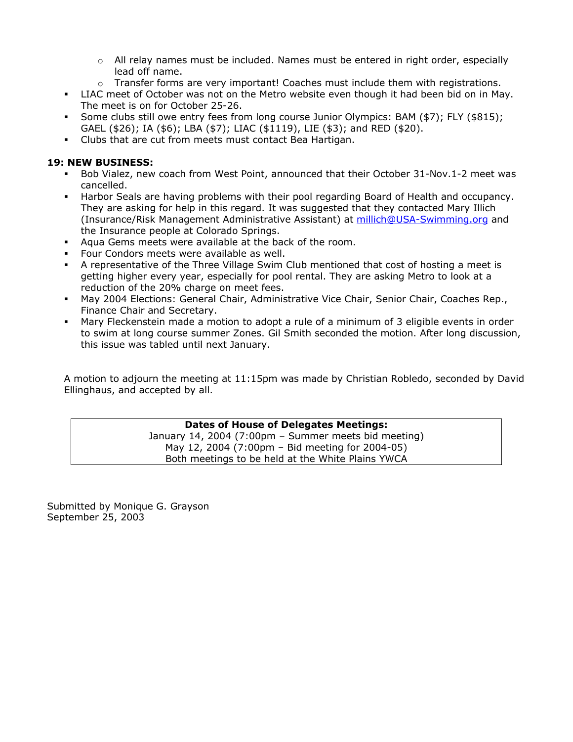- All relay names must be included. Names must be entered in right order, especially lead off name.
  - Transfer forms are very important! Coaches must include them with registrations.
- LIAC meet of October was not on the Metro website even though it had been bid on in May. The meet is on for October 25-26.
- Some clubs still owe entry fees from long course Junior Olympics: BAM ($7); FLY ($815); GAEL ($26); IA ($6); LBA ($7); LIAC ($1119), LIE ($3); and RED ($20).
- Clubs that are cut from meets must contact Bea Hartigan.

**19: NEW BUSINESS:**

- Bob Vialez, new coach from West Point, announced that their October 31-Nov.1-2 meet was cancelled.
- Harbor Seals are having problems with their pool regarding Board of Health and occupancy. They are asking for help in this regard. It was suggested that they contacted Mary Illich (Insurance/Risk Management Administrative Assistant) at millich@USA-Swimming.org and the Insurance people at Colorado Springs.
- Aqua Gems meets were available at the back of the room.
- Four Condors meets were available as well.
- A representative of the Three Village Swim Club mentioned that cost of hosting a meet is getting higher every year, especially for pool rental. They are asking Metro to look at a reduction of the 20% charge on meet fees.
- May 2004 Elections: General Chair, Administrative Vice Chair, Senior Chair, Coaches Rep., Finance Chair and Secretary.
- Mary Fleckenstein made a motion to adopt a rule of a minimum of 3 eligible events in order to swim at long course summer Zones. Gil Smith seconded the motion. After long discussion, this issue was tabled until next January.

A motion to adjourn the meeting at 11:15pm was made by Christian Robledo, seconded by David Ellinghaus, and accepted by all.

**Dates of House of Delegates Meetings:**
January 14, 2004 (7:00pm – Summer meets bid meeting)
May 12, 2004 (7:00pm – Bid meeting for 2004-05)
Both meetings to be held at the White Plains YWCA

Submitted by Monique G. Grayson
September 25, 2003